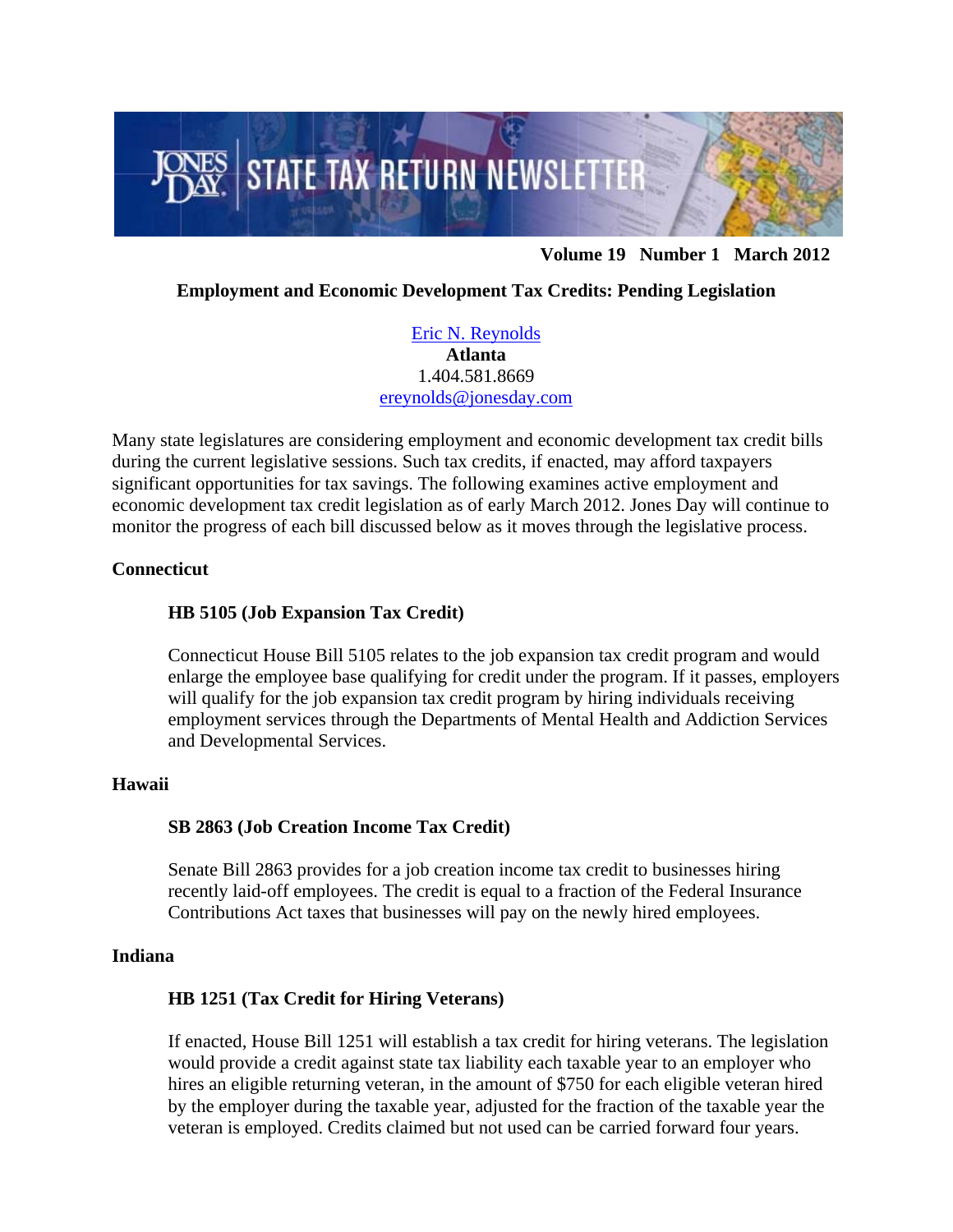# JONES DAY STATE TAX RETURN NEWSLETTER

**Volume 19 Number 1 March 2012**

## Employment and Economic Development Tax Credits: Pending Legislation

Eric N. Reynolds
**Atlanta**
1.404.581.8669
ereynolds@jonesday.com

Many state legislatures are considering employment and economic development tax credit bills during the current legislative sessions. Such tax credits, if enacted, may afford taxpayers significant opportunities for tax savings. The following examines active employment and economic development tax credit legislation as of early March 2012. Jones Day will continue to monitor the progress of each bill discussed below as it moves through the legislative process.

### Connecticut

#### HB 5105 (Job Expansion Tax Credit)

Connecticut House Bill 5105 relates to the job expansion tax credit program and would enlarge the employee base qualifying for credit under the program. If it passes, employers will qualify for the job expansion tax credit program by hiring individuals receiving employment services through the Departments of Mental Health and Addiction Services and Developmental Services.

### Hawaii

#### SB 2863 (Job Creation Income Tax Credit)

Senate Bill 2863 provides for a job creation income tax credit to businesses hiring recently laid-off employees. The credit is equal to a fraction of the Federal Insurance Contributions Act taxes that businesses will pay on the newly hired employees.

### Indiana

#### HB 1251 (Tax Credit for Hiring Veterans)

If enacted, House Bill 1251 will establish a tax credit for hiring veterans. The legislation would provide a credit against state tax liability each taxable year to an employer who hires an eligible returning veteran, in the amount of $750 for each eligible veteran hired by the employer during the taxable year, adjusted for the fraction of the taxable year the veteran is employed. Credits claimed but not used can be carried forward four years.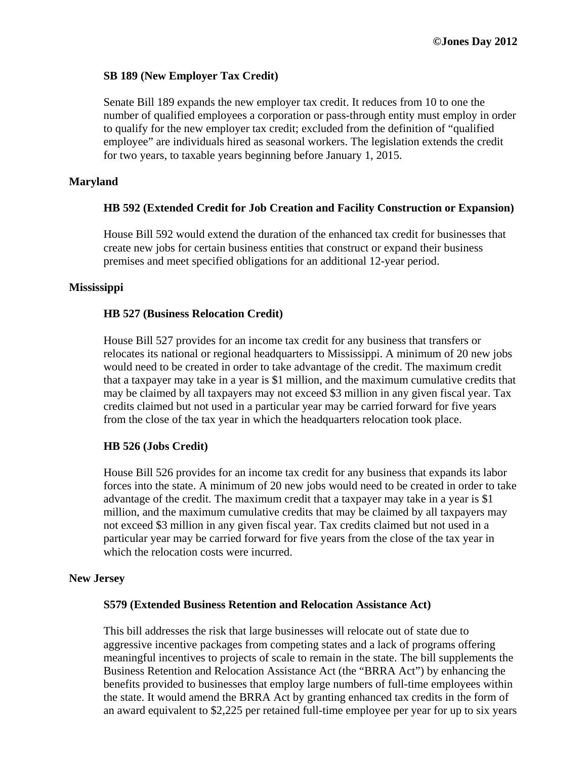### SB 189 (New Employer Tax Credit)

Senate Bill 189 expands the new employer tax credit. It reduces from 10 to one the number of qualified employees a corporation or pass-through entity must employ in order to qualify for the new employer tax credit; excluded from the definition of "qualified employee" are individuals hired as seasonal workers. The legislation extends the credit for two years, to taxable years beginning before January 1, 2015.

## Maryland

### HB 592 (Extended Credit for Job Creation and Facility Construction or Expansion)

House Bill 592 would extend the duration of the enhanced tax credit for businesses that create new jobs for certain business entities that construct or expand their business premises and meet specified obligations for an additional 12-year period.

## Mississippi

### HB 527 (Business Relocation Credit)

House Bill 527 provides for an income tax credit for any business that transfers or relocates its national or regional headquarters to Mississippi. A minimum of 20 new jobs would need to be created in order to take advantage of the credit. The maximum credit that a taxpayer may take in a year is $1 million, and the maximum cumulative credits that may be claimed by all taxpayers may not exceed $3 million in any given fiscal year. Tax credits claimed but not used in a particular year may be carried forward for five years from the close of the tax year in which the headquarters relocation took place.

### HB 526 (Jobs Credit)

House Bill 526 provides for an income tax credit for any business that expands its labor forces into the state. A minimum of 20 new jobs would need to be created in order to take advantage of the credit. The maximum credit that a taxpayer may take in a year is $1 million, and the maximum cumulative credits that may be claimed by all taxpayers may not exceed $3 million in any given fiscal year. Tax credits claimed but not used in a particular year may be carried forward for five years from the close of the tax year in which the relocation costs were incurred.

## New Jersey

### S579 (Extended Business Retention and Relocation Assistance Act)

This bill addresses the risk that large businesses will relocate out of state due to aggressive incentive packages from competing states and a lack of programs offering meaningful incentives to projects of scale to remain in the state. The bill supplements the Business Retention and Relocation Assistance Act (the "BRRA Act") by enhancing the benefits provided to businesses that employ large numbers of full-time employees within the state. It would amend the BRRA Act by granting enhanced tax credits in the form of an award equivalent to $2,225 per retained full-time employee per year for up to six years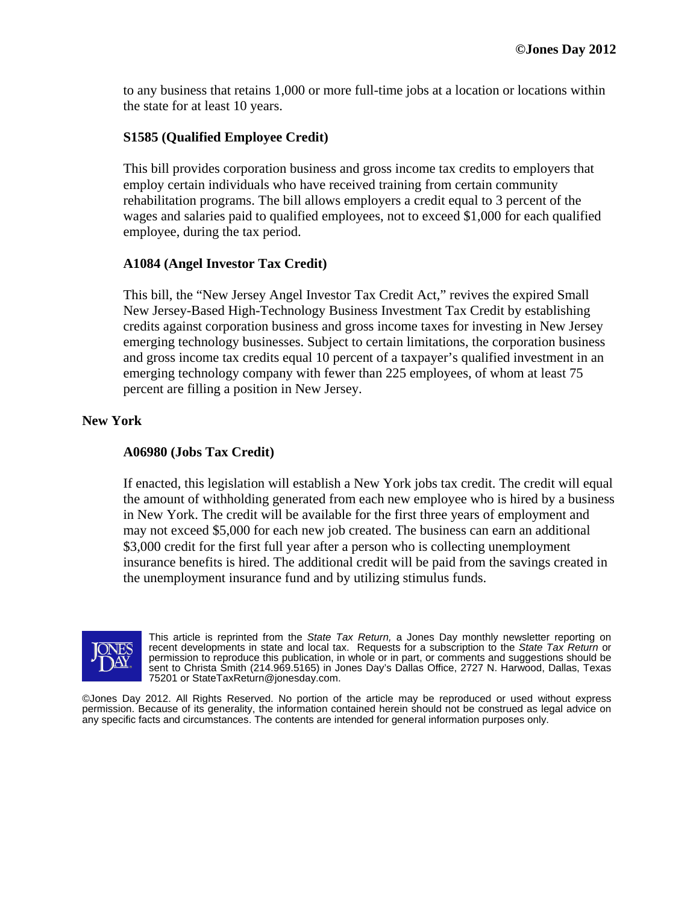to any business that retains 1,000 or more full-time jobs at a location or locations within the state for at least 10 years.

**S1585 (Qualified Employee Credit)**

This bill provides corporation business and gross income tax credits to employers that employ certain individuals who have received training from certain community rehabilitation programs. The bill allows employers a credit equal to 3 percent of the wages and salaries paid to qualified employees, not to exceed $1,000 for each qualified employee, during the tax period.

**A1084 (Angel Investor Tax Credit)**

This bill, the "New Jersey Angel Investor Tax Credit Act," revives the expired Small New Jersey-Based High-Technology Business Investment Tax Credit by establishing credits against corporation business and gross income taxes for investing in New Jersey emerging technology businesses. Subject to certain limitations, the corporation business and gross income tax credits equal 10 percent of a taxpayer's qualified investment in an emerging technology company with fewer than 225 employees, of whom at least 75 percent are filling a position in New Jersey.

## New York

**A06980 (Jobs Tax Credit)**

If enacted, this legislation will establish a New York jobs tax credit. The credit will equal the amount of withholding generated from each new employee who is hired by a business in New York. The credit will be available for the first three years of employment and may not exceed $5,000 for each new job created. The business can earn an additional $3,000 credit for the first full year after a person who is collecting unemployment insurance benefits is hired. The additional credit will be paid from the savings created in the unemployment insurance fund and by utilizing stimulus funds.

This article is reprinted from the *State Tax Return,* a Jones Day monthly newsletter reporting on recent developments in state and local tax. Requests for a subscription to the *State Tax Return* or permission to reproduce this publication, in whole or in part, or comments and suggestions should be sent to Christa Smith (214.969.5165) in Jones Day's Dallas Office, 2727 N. Harwood, Dallas, Texas 75201 or StateTaxReturn@jonesday.com.

©Jones Day 2012. All Rights Reserved. No portion of the article may be reproduced or used without express permission. Because of its generality, the information contained herein should not be construed as legal advice on any specific facts and circumstances. The contents are intended for general information purposes only.